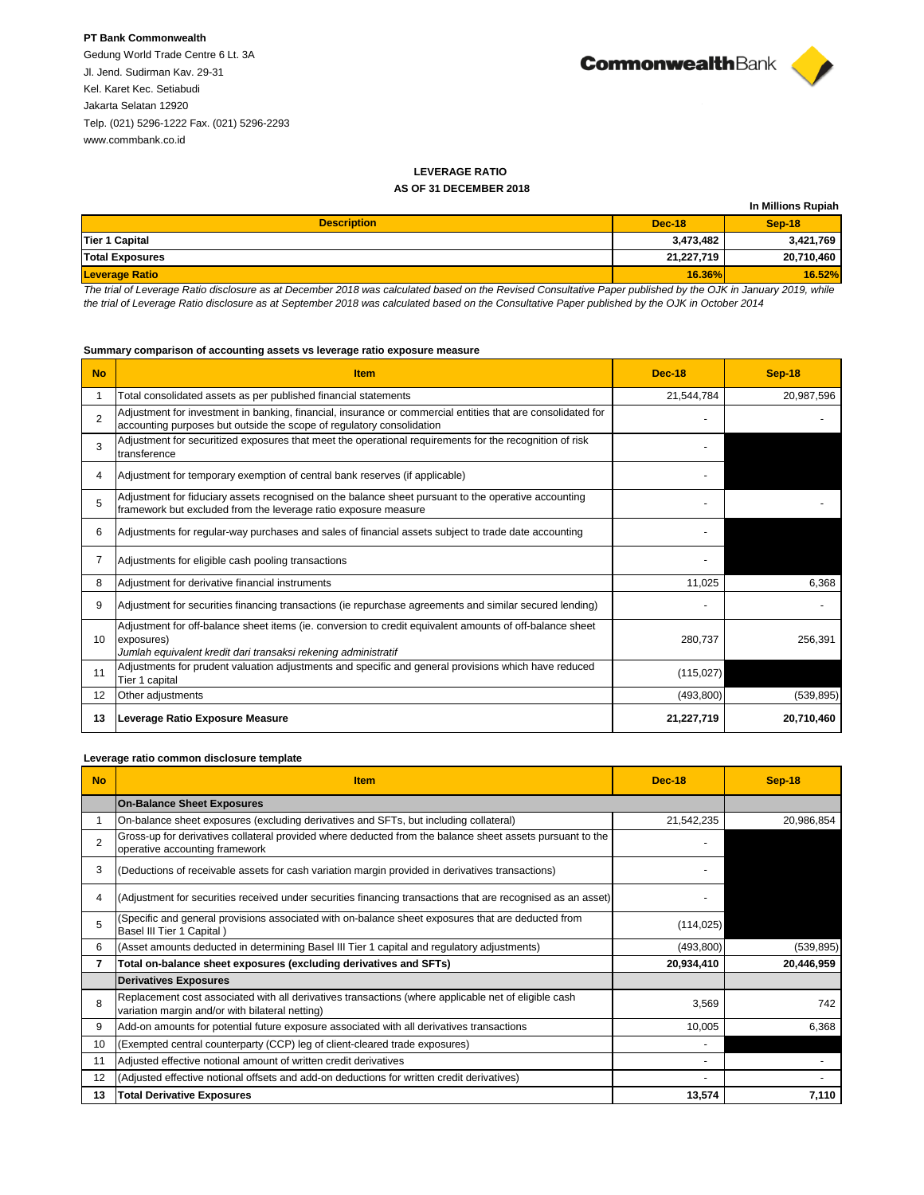PT Bank Commonwealth
Gedung World Trade Centre 6 Lt. 3A
Jl. Jend. Sudirman Kav. 29-31
Kel. Karet Kec. Setiabudi
Jakarta Selatan 12920
Telp. (021) 5296-1222 Fax. (021) 5296-2293
www.commbank.co.id

CommonwealthBank

## LEVERAGE RATIO
## AS OF 31 DECEMBER 2018

In Millions Rupiah

| Description | Dec-18 | Sep-18 |
|---|---|---|
| **Tier 1 Capital** | **3,473,482** | **3,421,769** |
| **Total Exposures** | **21,227,719** | **20,710,460** |
| **Leverage Ratio** | **16.36%** | **16.52%** |

*The trial of Leverage Ratio disclosure as at December 2018 was calculated based on the Revised Consultative Paper published by the OJK in January 2019, while the trial of Leverage Ratio disclosure as at September 2018 was calculated based on the Consultative Paper published by the OJK in October 2014*

### Summary comparison of accounting assets vs leverage ratio exposure measure

| No | Item | Dec-18 | Sep-18 |
|---|---|---|---|
| 1 | Total consolidated assets as per published financial statements | 21,544,784 | 20,987,596 |
| 2 | Adjustment for investment in banking, financial, insurance or commercial entities that are consolidated for accounting purposes but outside the scope of regulatory consolidation | - | - |
| 3 | Adjustment for securitized exposures that meet the operational requirements for the recognition of risk transference | - | |
| 4 | Adjustment for temporary exemption of central bank reserves (if applicable) | - | |
| 5 | Adjustment for fiduciary assets recognised on the balance sheet pursuant to the operative accounting framework but excluded from the leverage ratio exposure measure | - | - |
| 6 | Adjustments for regular-way purchases and sales of financial assets subject to trade date accounting | - | |
| 7 | Adjustments for eligible cash pooling transactions | - | |
| 8 | Adjustment for derivative financial instruments | 11,025 | 6,368 |
| 9 | Adjustment for securities financing transactions (ie repurchase agreements and similar secured lending) | - | - |
| 10 | Adjustment for off-balance sheet items (ie. conversion to credit equivalent amounts of off-balance sheet exposures)<br>*Jumlah equivalent kredit dari transaksi rekening administratif* | 280,737 | 256,391 |
| 11 | Adjustments for prudent valuation adjustments and specific and general provisions which have reduced Tier 1 capital | (115,027) | |
| 12 | Other adjustments | (493,800) | (539,895) |
| **13** | **Leverage Ratio Exposure Measure** | **21,227,719** | **20,710,460** |

### Leverage ratio common disclosure template

| No | Item | Dec-18 | Sep-18 |
|---|---|---|---|
| | **On-Balance Sheet Exposures** | | |
| 1 | On-balance sheet exposures (excluding derivatives and SFTs, but including collateral) | 21,542,235 | 20,986,854 |
| 2 | Gross-up for derivatives collateral provided where deducted from the balance sheet assets pursuant to the operative accounting framework | - | |
| 3 | (Deductions of receivable assets for cash variation margin provided in derivatives transactions) | - | |
| 4 | (Adjustment for securities received under securities financing transactions that are recognised as an asset) | - | |
| 5 | (Specific and general provisions associated with on-balance sheet exposures that are deducted from Basel III Tier 1 Capital ) | (114,025) | |
| 6 | (Asset amounts deducted in determining Basel III Tier 1 capital and regulatory adjustments) | (493,800) | (539,895) |
| **7** | **Total on-balance sheet exposures (excluding derivatives and SFTs)** | **20,934,410** | **20,446,959** |
| | **Derivatives Exposures** | | |
| 8 | Replacement cost associated with all derivatives transactions (where applicable net of eligible cash variation margin and/or with bilateral netting) | 3,569 | 742 |
| 9 | Add-on amounts for potential future exposure associated with all derivatives transactions | 10,005 | 6,368 |
| 10 | (Exempted central counterparty (CCP) leg of client-cleared trade exposures) | - | |
| 11 | Adjusted effective notional amount of written credit derivatives | - | - |
| 12 | (Adjusted effective notional offsets and add-on deductions for written credit derivatives) | - | - |
| **13** | **Total Derivative Exposures** | **13,574** | **7,110** |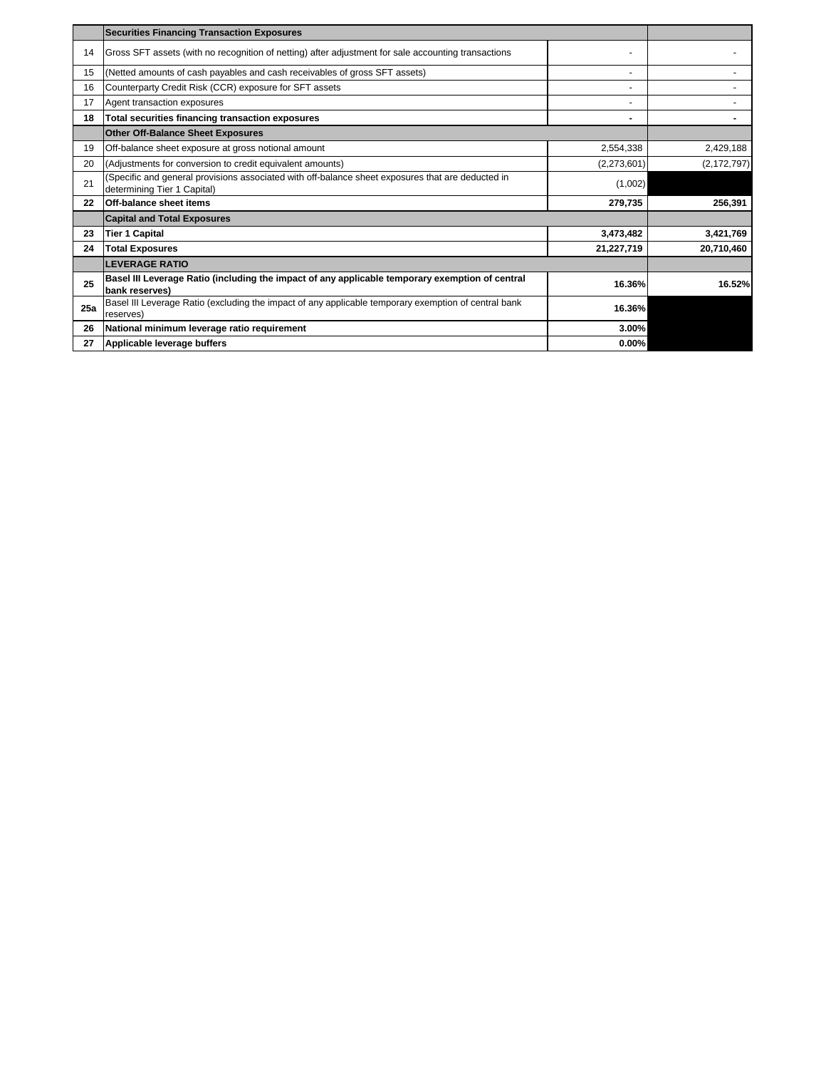| | Securities Financing Transaction Exposures | | |
|---|---|---|---|
| 14 | Gross SFT assets (with no recognition of netting) after adjustment for sale accounting transactions | - | - |
| 15 | (Netted amounts of cash payables and cash receivables of gross SFT assets) | - | - |
| 16 | Counterparty Credit Risk (CCR) exposure for SFT assets | - | - |
| 17 | Agent transaction exposures | - | - |
| **18** | **Total securities financing transaction exposures** | **-** | **-** |
| | **Other Off-Balance Sheet Exposures** | | |
| 19 | Off-balance sheet exposure at gross notional amount | 2,554,338 | 2,429,188 |
| 20 | (Adjustments for conversion to credit equivalent amounts) | (2,273,601) | (2,172,797) |
| 21 | (Specific and general provisions associated with off-balance sheet exposures that are deducted in determining Tier 1 Capital) | (1,002) | |
| **22** | **Off-balance sheet items** | **279,735** | **256,391** |
| | **Capital and Total Exposures** | | |
| **23** | **Tier 1 Capital** | **3,473,482** | **3,421,769** |
| **24** | **Total Exposures** | **21,227,719** | **20,710,460** |
| | **LEVERAGE RATIO** | | |
| **25** | **Basel III Leverage Ratio (including the impact of any applicable temporary exemption of central bank reserves)** | **16.36%** | **16.52%** |
| **25a** | Basel III Leverage Ratio (excluding the impact of any applicable temporary exemption of central bank reserves) | **16.36%** | |
| **26** | **National minimum leverage ratio requirement** | **3.00%** | |
| **27** | **Applicable leverage buffers** | **0.00%** | |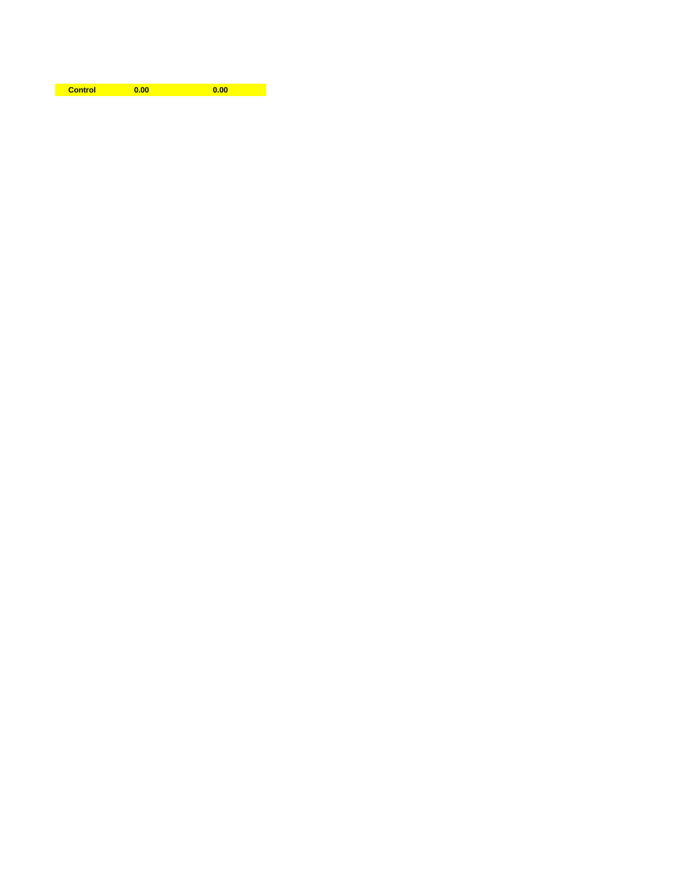| | | |
|---|---|---|
| **Control** | **0.00** | **0.00** |